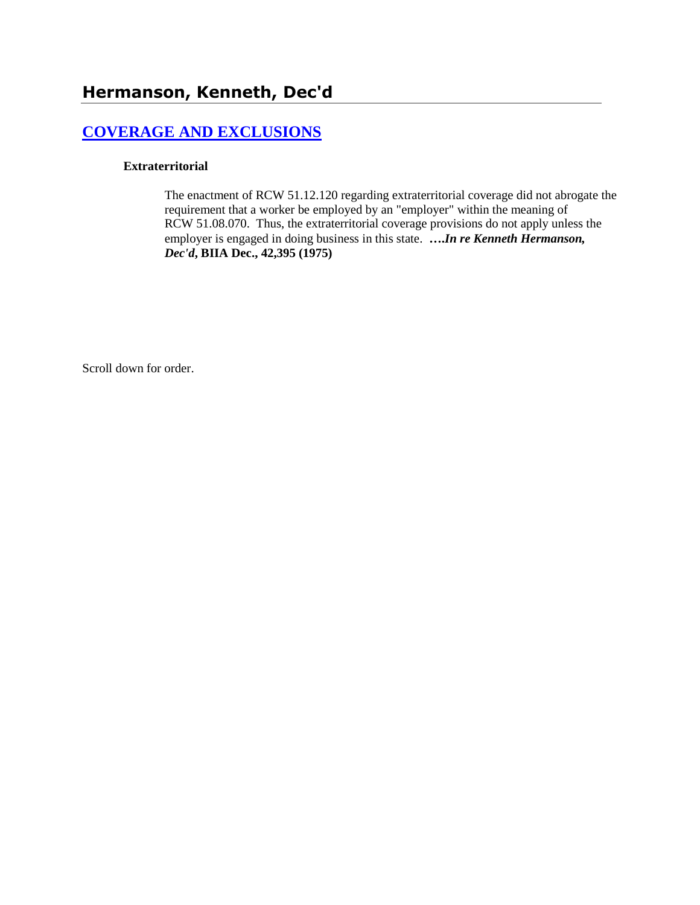## Hermanson, Kenneth, Dec'd

### COVERAGE AND EXCLUSIONS

**Extraterritorial**

The enactment of RCW 51.12.120 regarding extraterritorial coverage did not abrogate the requirement that a worker be employed by an "employer" within the meaning of RCW 51.08.070. Thus, the extraterritorial coverage provisions do not apply unless the employer is engaged in doing business in this state. ***….In re Kenneth Hermanson, Dec'd*, BIIA Dec., 42,395 (1975)**

Scroll down for order.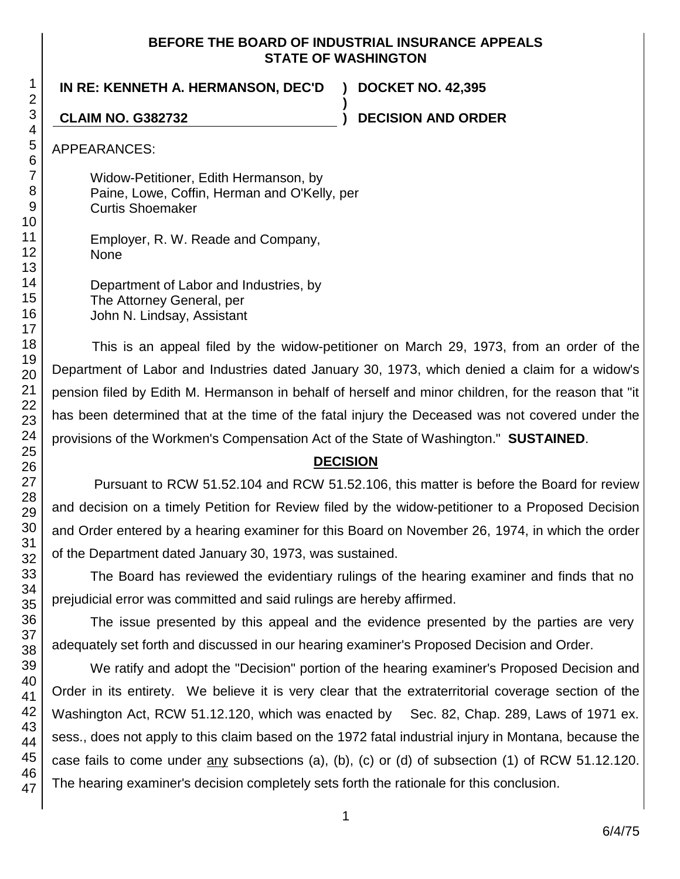**BEFORE THE BOARD OF INDUSTRIAL INSURANCE APPEALS**
**STATE OF WASHINGTON**

| | | |
|---|---|---|
| **IN RE: KENNETH A. HERMANSON, DEC'D** | **)** | **DOCKET NO. 42,395** |
| | **)** | |
| **CLAIM NO. G382732** | **)** | **DECISION AND ORDER** |

APPEARANCES:

Widow-Petitioner, Edith Hermanson, by
Paine, Lowe, Coffin, Herman and O'Kelly, per
Curtis Shoemaker

Employer, R. W. Reade and Company,
None

Department of Labor and Industries, by
The Attorney General, per
John N. Lindsay, Assistant

This is an appeal filed by the widow-petitioner on March 29, 1973, from an order of the Department of Labor and Industries dated January 30, 1973, which denied a claim for a widow's pension filed by Edith M. Hermanson in behalf of herself and minor children, for the reason that "it has been determined that at the time of the fatal injury the Deceased was not covered under the provisions of the Workmen's Compensation Act of the State of Washington." **SUSTAINED**.

## DECISION

Pursuant to RCW 51.52.104 and RCW 51.52.106, this matter is before the Board for review and decision on a timely Petition for Review filed by the widow-petitioner to a Proposed Decision and Order entered by a hearing examiner for this Board on November 26, 1974, in which the order of the Department dated January 30, 1973, was sustained.

The Board has reviewed the evidentiary rulings of the hearing examiner and finds that no prejudicial error was committed and said rulings are hereby affirmed.

The issue presented by this appeal and the evidence presented by the parties are very adequately set forth and discussed in our hearing examiner's Proposed Decision and Order.

We ratify and adopt the "Decision" portion of the hearing examiner's Proposed Decision and Order in its entirety. We believe it is very clear that the extraterritorial coverage section of the Washington Act, RCW 51.12.120, which was enacted by Sec. 82, Chap. 289, Laws of 1971 ex. sess., does not apply to this claim based on the 1972 fatal industrial injury in Montana, because the case fails to come under <u>any</u> subsections (a), (b), (c) or (d) of subsection (1) of RCW 51.12.120. The hearing examiner's decision completely sets forth the rationale for this conclusion.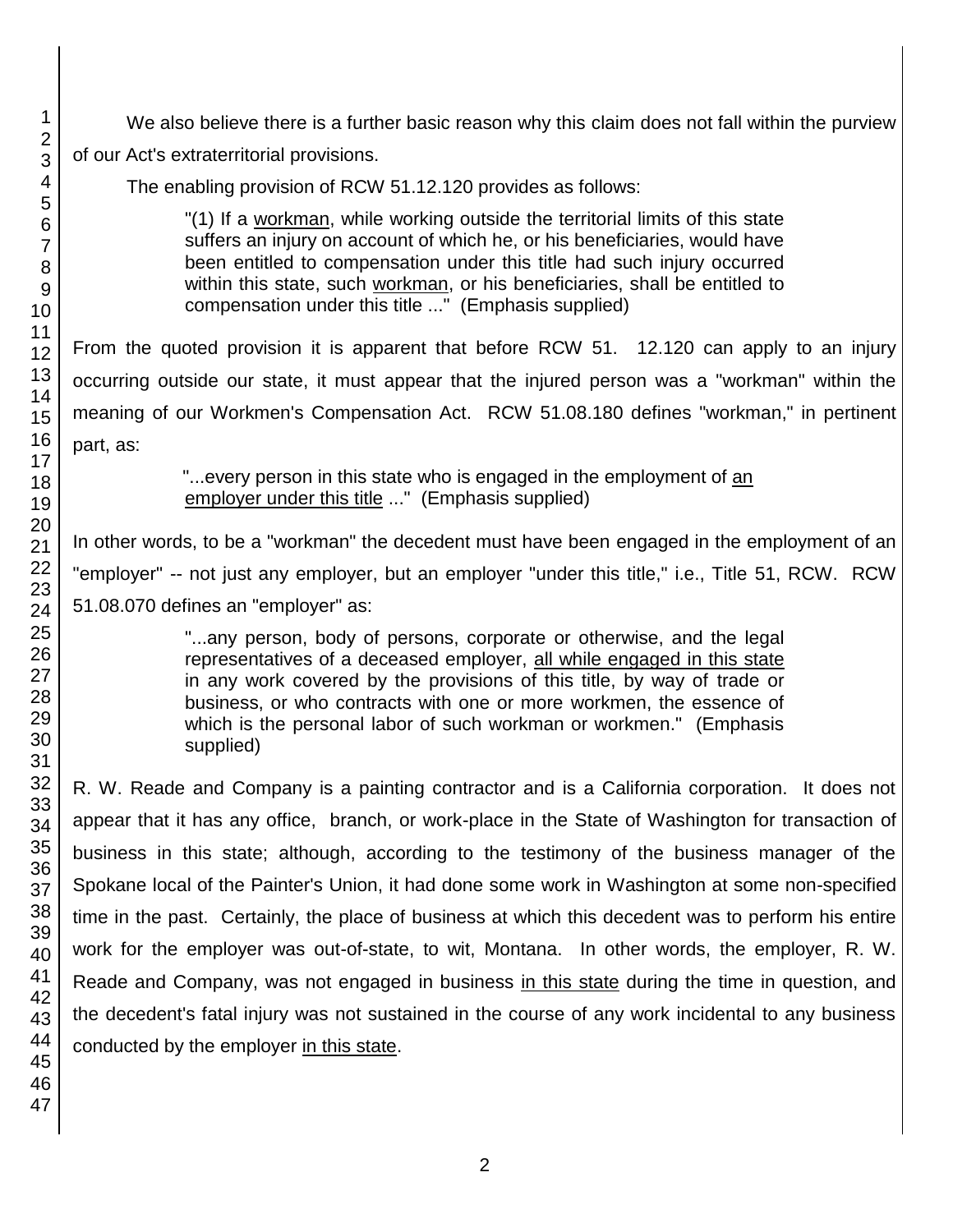We also believe there is a further basic reason why this claim does not fall within the purview of our Act's extraterritorial provisions.

The enabling provision of RCW 51.12.120 provides as follows:

> "(1) If a workman, while working outside the territorial limits of this state suffers an injury on account of which he, or his beneficiaries, would have been entitled to compensation under this title had such injury occurred within this state, such workman, or his beneficiaries, shall be entitled to compensation under this title ..." (Emphasis supplied)

From the quoted provision it is apparent that before RCW 51. 12.120 can apply to an injury occurring outside our state, it must appear that the injured person was a "workman" within the meaning of our Workmen's Compensation Act. RCW 51.08.180 defines "workman," in pertinent part, as:

> "...every person in this state who is engaged in the employment of an employer under this title ..." (Emphasis supplied)

In other words, to be a "workman" the decedent must have been engaged in the employment of an "employer" -- not just any employer, but an employer "under this title," i.e., Title 51, RCW. RCW 51.08.070 defines an "employer" as:

> "...any person, body of persons, corporate or otherwise, and the legal representatives of a deceased employer, all while engaged in this state in any work covered by the provisions of this title, by way of trade or business, or who contracts with one or more workmen, the essence of which is the personal labor of such workman or workmen." (Emphasis supplied)

R. W. Reade and Company is a painting contractor and is a California corporation. It does not appear that it has any office, branch, or work-place in the State of Washington for transaction of business in this state; although, according to the testimony of the business manager of the Spokane local of the Painter's Union, it had done some work in Washington at some non-specified time in the past. Certainly, the place of business at which this decedent was to perform his entire work for the employer was out-of-state, to wit, Montana. In other words, the employer, R. W. Reade and Company, was not engaged in business in this state during the time in question, and the decedent's fatal injury was not sustained in the course of any work incidental to any business conducted by the employer in this state.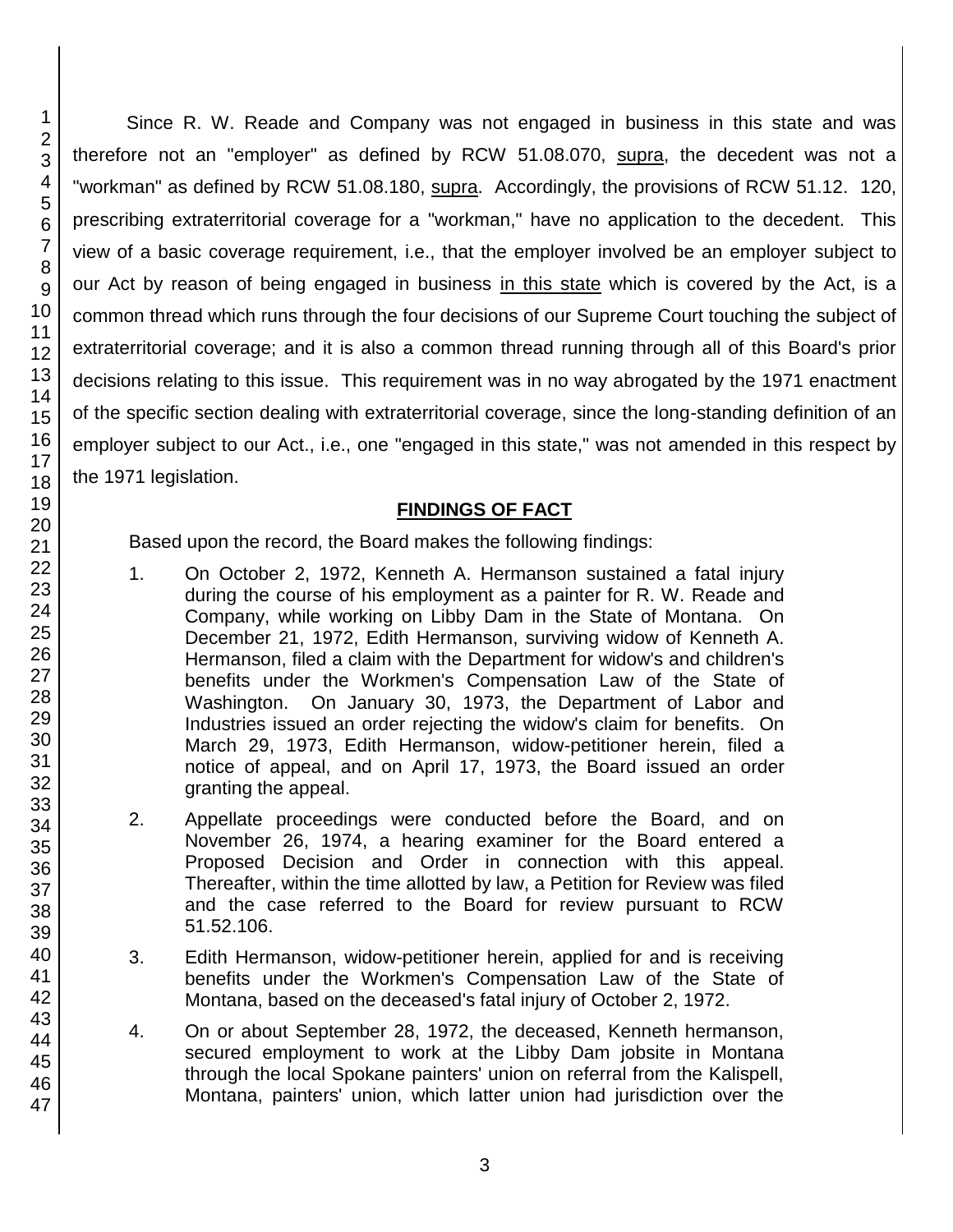Since R. W. Reade and Company was not engaged in business in this state and was therefore not an "employer" as defined by RCW 51.08.070, supra, the decedent was not a "workman" as defined by RCW 51.08.180, supra. Accordingly, the provisions of RCW 51.12. 120, prescribing extraterritorial coverage for a "workman," have no application to the decedent. This view of a basic coverage requirement, i.e., that the employer involved be an employer subject to our Act by reason of being engaged in business in this state which is covered by the Act, is a common thread which runs through the four decisions of our Supreme Court touching the subject of extraterritorial coverage; and it is also a common thread running through all of this Board's prior decisions relating to this issue. This requirement was in no way abrogated by the 1971 enactment of the specific section dealing with extraterritorial coverage, since the long-standing definition of an employer subject to our Act., i.e., one "engaged in this state," was not amended in this respect by the 1971 legislation.

## FINDINGS OF FACT

Based upon the record, the Board makes the following findings:

1. On October 2, 1972, Kenneth A. Hermanson sustained a fatal injury during the course of his employment as a painter for R. W. Reade and Company, while working on Libby Dam in the State of Montana. On December 21, 1972, Edith Hermanson, surviving widow of Kenneth A. Hermanson, filed a claim with the Department for widow's and children's benefits under the Workmen's Compensation Law of the State of Washington. On January 30, 1973, the Department of Labor and Industries issued an order rejecting the widow's claim for benefits. On March 29, 1973, Edith Hermanson, widow-petitioner herein, filed a notice of appeal, and on April 17, 1973, the Board issued an order granting the appeal.

2. Appellate proceedings were conducted before the Board, and on November 26, 1974, a hearing examiner for the Board entered a Proposed Decision and Order in connection with this appeal. Thereafter, within the time allotted by law, a Petition for Review was filed and the case referred to the Board for review pursuant to RCW 51.52.106.

3. Edith Hermanson, widow-petitioner herein, applied for and is receiving benefits under the Workmen's Compensation Law of the State of Montana, based on the deceased's fatal injury of October 2, 1972.

4. On or about September 28, 1972, the deceased, Kenneth hermanson, secured employment to work at the Libby Dam jobsite in Montana through the local Spokane painters' union on referral from the Kalispell, Montana, painters' union, which latter union had jurisdiction over the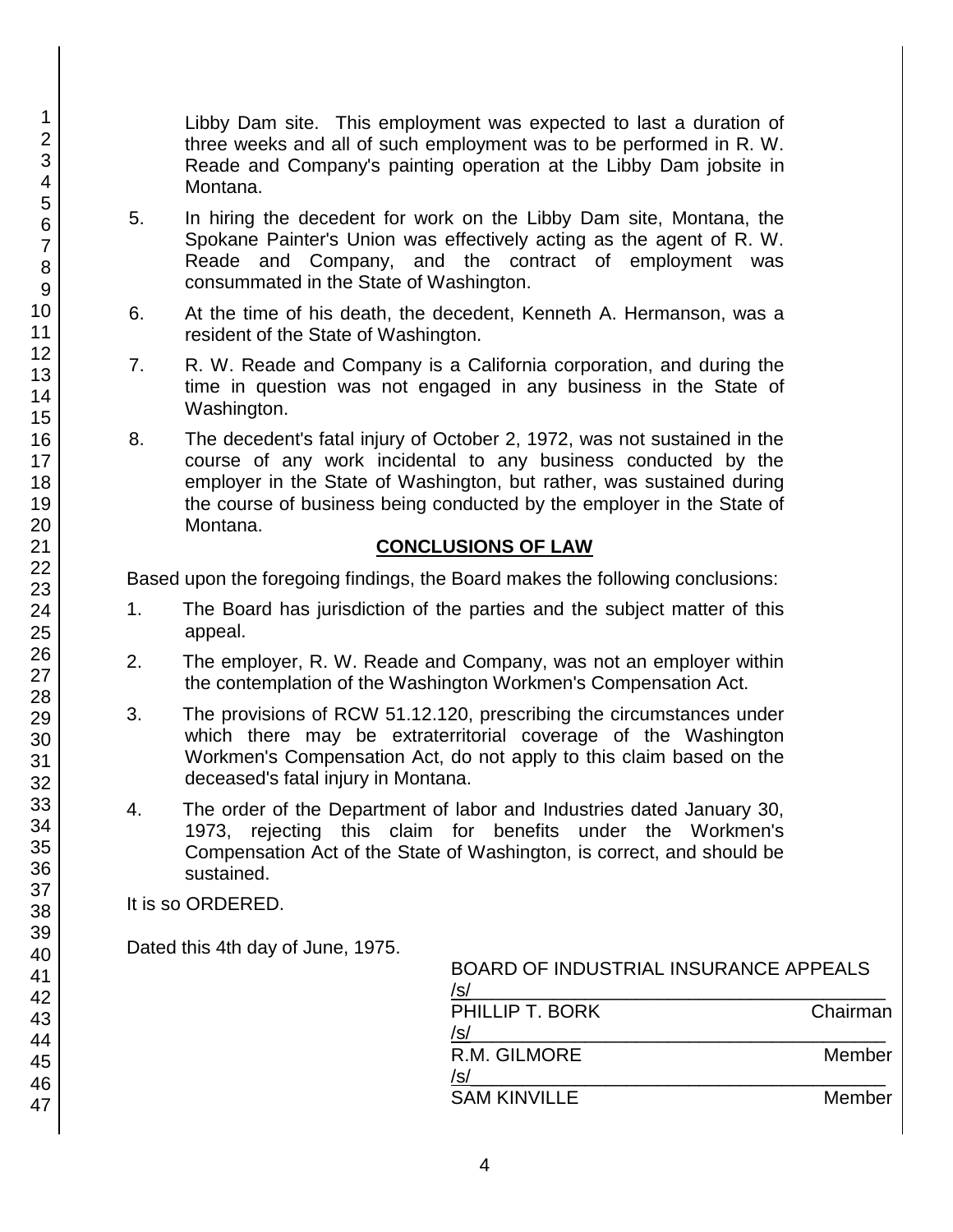Libby Dam site. This employment was expected to last a duration of three weeks and all of such employment was to be performed in R. W. Reade and Company's painting operation at the Libby Dam jobsite in Montana.

5. In hiring the decedent for work on the Libby Dam site, Montana, the Spokane Painter's Union was effectively acting as the agent of R. W. Reade and Company, and the contract of employment was consummated in the State of Washington.

6. At the time of his death, the decedent, Kenneth A. Hermanson, was a resident of the State of Washington.

7. R. W. Reade and Company is a California corporation, and during the time in question was not engaged in any business in the State of Washington.

8. The decedent's fatal injury of October 2, 1972, was not sustained in the course of any work incidental to any business conducted by the employer in the State of Washington, but rather, was sustained during the course of business being conducted by the employer in the State of Montana.

## CONCLUSIONS OF LAW

Based upon the foregoing findings, the Board makes the following conclusions:

1. The Board has jurisdiction of the parties and the subject matter of this appeal.

2. The employer, R. W. Reade and Company, was not an employer within the contemplation of the Washington Workmen's Compensation Act.

3. The provisions of RCW 51.12.120, prescribing the circumstances under which there may be extraterritorial coverage of the Washington Workmen's Compensation Act, do not apply to this claim based on the deceased's fatal injury in Montana.

4. The order of the Department of labor and Industries dated January 30, 1973, rejecting this claim for benefits under the Workmen's Compensation Act of the State of Washington, is correct, and should be sustained.

It is so ORDERED.

Dated this 4th day of June, 1975.

BOARD OF INDUSTRIAL INSURANCE APPEALS

/s/
PHILLIP T. BORK, Chairman

/s/
R.M. GILMORE, Member

/s/
SAM KINVILLE, Member